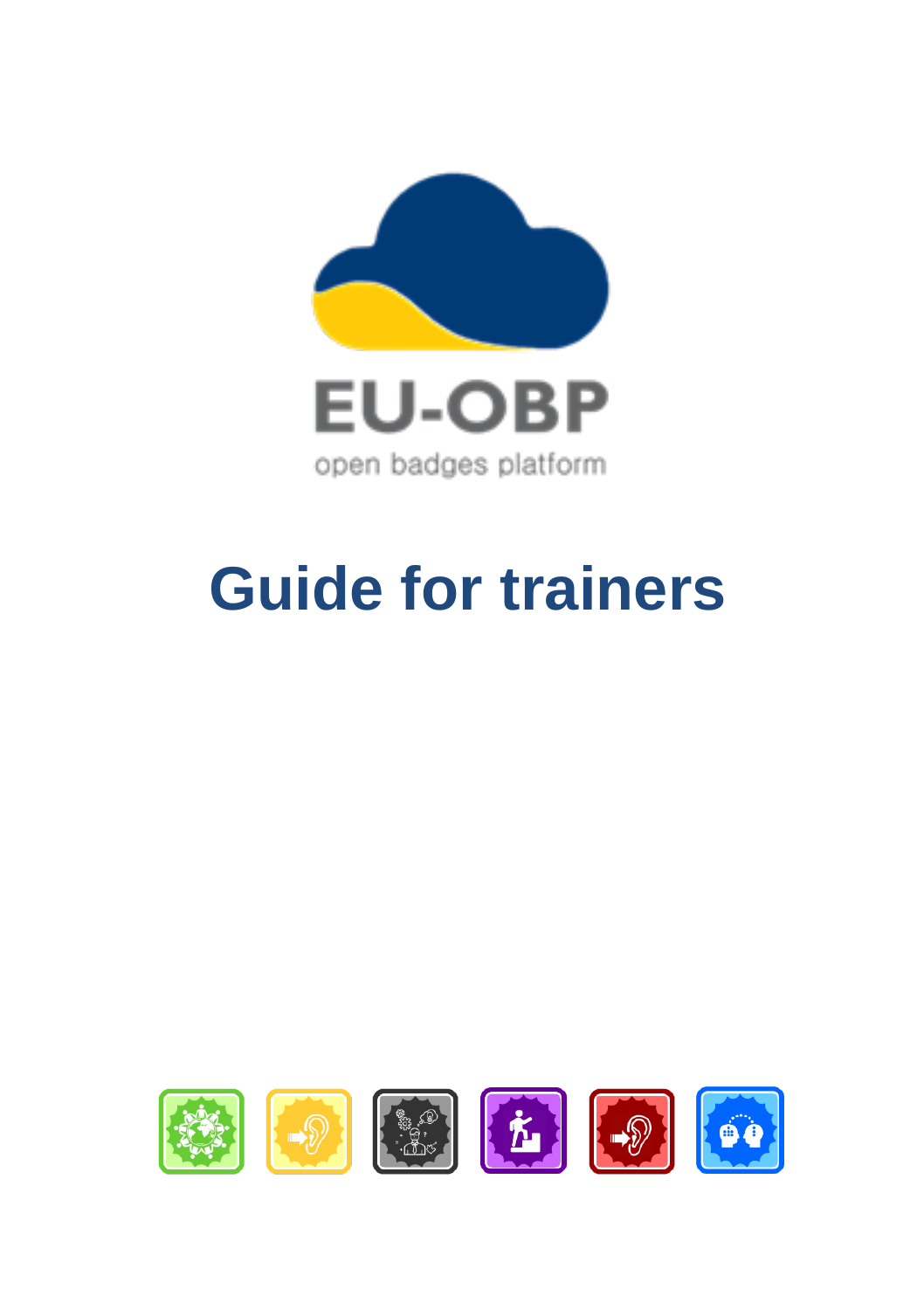EU-OBP

open badges platform

# Guide for trainers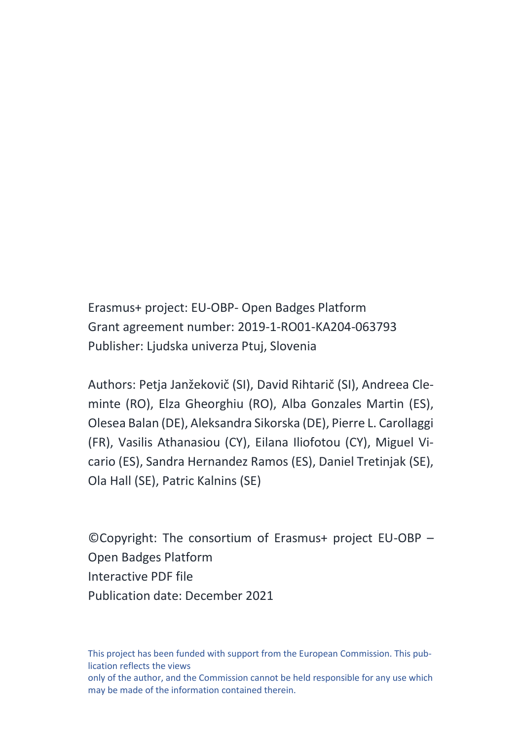Erasmus+ project: EU-OBP- Open Badges Platform
Grant agreement number: 2019-1-RO01-KA204-063793
Publisher: Ljudska univerza Ptuj, Slovenia

Authors: Petja Janžekovič (SI), David Rihtarič (SI), Andreea Cleminte (RO), Elza Gheorghiu (RO), Alba Gonzales Martin (ES), Olesea Balan (DE), Aleksandra Sikorska (DE), Pierre L. Carollaggi (FR), Vasilis Athanasiou (CY), Eilana Iliofotou (CY), Miguel Vicario (ES), Sandra Hernandez Ramos (ES), Daniel Tretinjak (SE), Ola Hall (SE), Patric Kalnins (SE)

©Copyright: The consortium of Erasmus+ project EU-OBP – Open Badges Platform
Interactive PDF file
Publication date: December 2021

This project has been funded with support from the European Commission. This publication reflects the views
only of the author, and the Commission cannot be held responsible for any use which may be made of the information contained therein.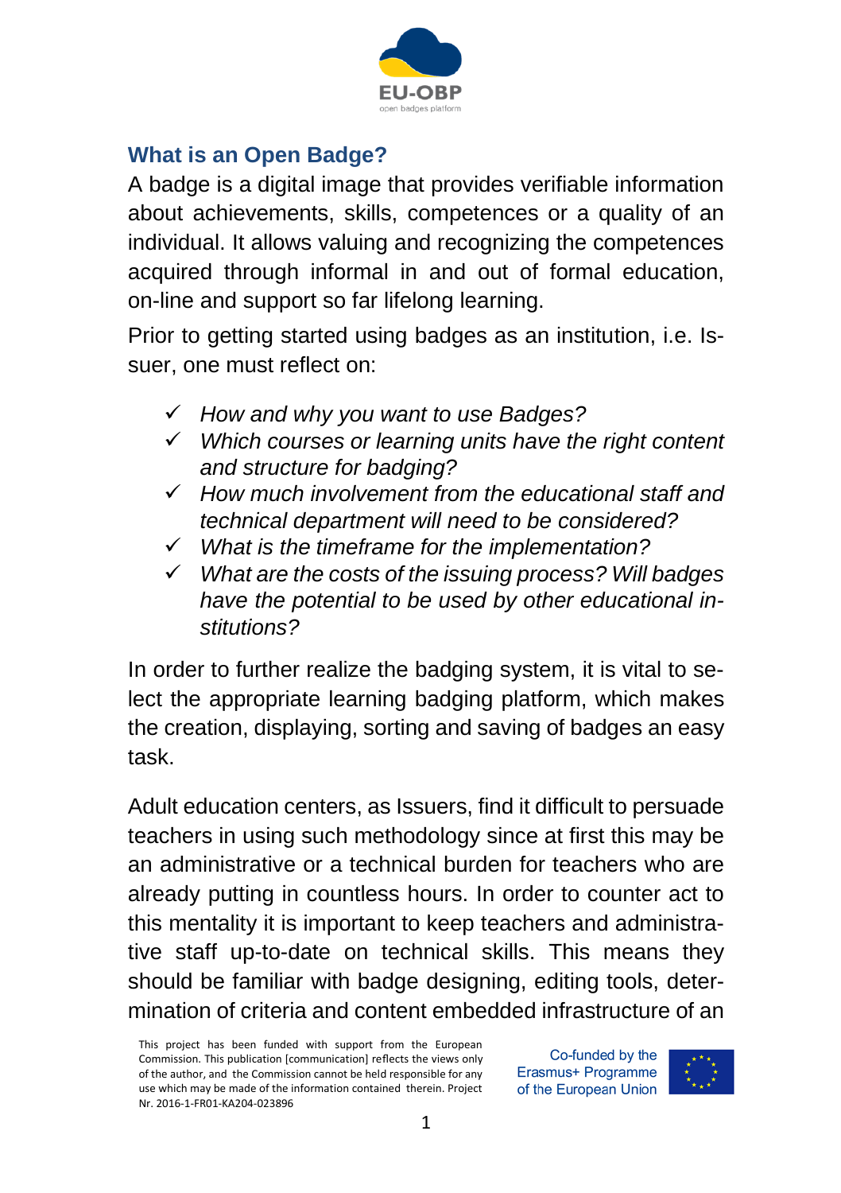## What is an Open Badge?

A badge is a digital image that provides verifiable information about achievements, skills, competences or a quality of an individual. It allows valuing and recognizing the competences acquired through informal in and out of formal education, on-line and support so far lifelong learning.

Prior to getting started using badges as an institution, i.e. Issuer, one must reflect on:

- ✓ *How and why you want to use Badges?*
- ✓ *Which courses or learning units have the right content and structure for badging?*
- ✓ *How much involvement from the educational staff and technical department will need to be considered?*
- ✓ *What is the timeframe for the implementation?*
- ✓ *What are the costs of the issuing process? Will badges have the potential to be used by other educational institutions?*

In order to further realize the badging system, it is vital to select the appropriate learning badging platform, which makes the creation, displaying, sorting and saving of badges an easy task.

Adult education centers, as Issuers, find it difficult to persuade teachers in using such methodology since at first this may be an administrative or a technical burden for teachers who are already putting in countless hours. In order to counter act to this mentality it is important to keep teachers and administrative staff up-to-date on technical skills. This means they should be familiar with badge designing, editing tools, determination of criteria and content embedded infrastructure of an

This project has been funded with support from the European Commission. This publication [communication] reflects the views only of the author, and the Commission cannot be held responsible for any use which may be made of the information contained therein. Project Nr. 2016-1-FR01-KA204-023896

Co-funded by the Erasmus+ Programme of the European Union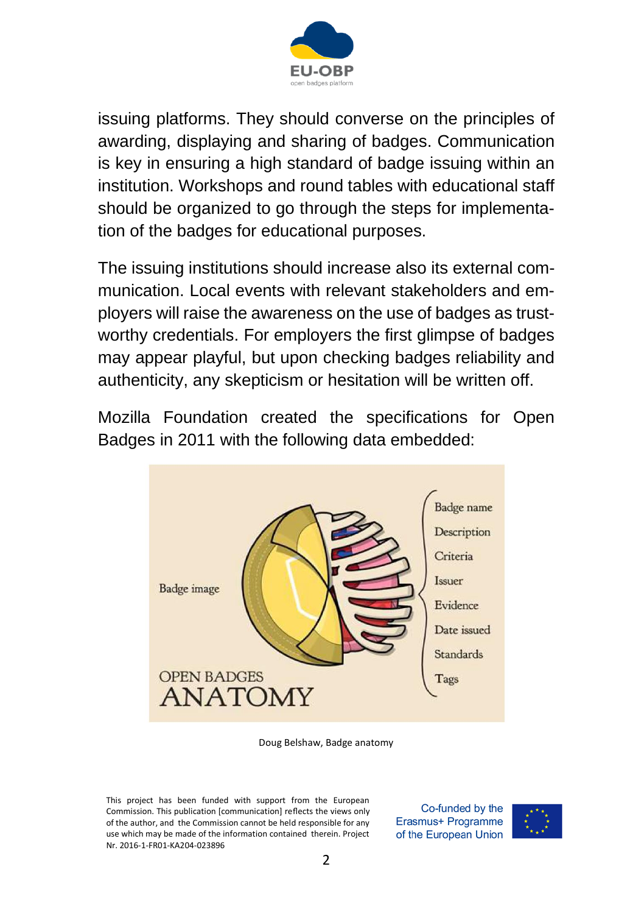issuing platforms. They should converse on the principles of awarding, displaying and sharing of badges. Communication is key in ensuring a high standard of badge issuing within an institution. Workshops and round tables with educational staff should be organized to go through the steps for implementation of the badges for educational purposes.

The issuing institutions should increase also its external communication. Local events with relevant stakeholders and employers will raise the awareness on the use of badges as trustworthy credentials. For employers the first glimpse of badges may appear playful, but upon checking badges reliability and authenticity, any skepticism or hesitation will be written off.

Mozilla Foundation created the specifications for Open Badges in 2011 with the following data embedded:

OPEN BADGES ANATOMY

Badge image

- Badge name
- Description
- Criteria
- Issuer
- Evidence
- Date issued
- Standards
- Tags

Doug Belshaw, Badge anatomy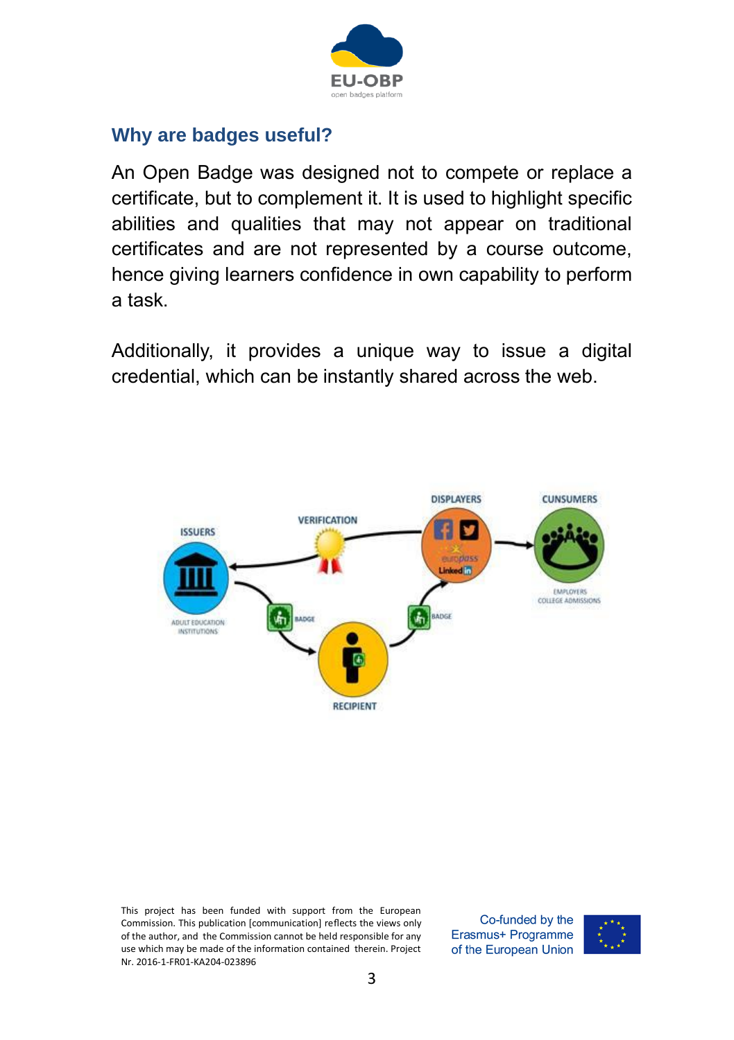## Why are badges useful?

An Open Badge was designed not to compete or replace a certificate, but to complement it. It is used to highlight specific abilities and qualities that may not appear on traditional certificates and are not represented by a course outcome, hence giving learners confidence in own capability to perform a task.

Additionally, it provides a unique way to issue a digital credential, which can be instantly shared across the web.

This project has been funded with support from the European Commission. This publication [communication] reflects the views only of the author, and the Commission cannot be held responsible for any use which may be made of the information contained therein. Project Nr. 2016-1-FR01-KA204-023896

Co-funded by the Erasmus+ Programme of the European Union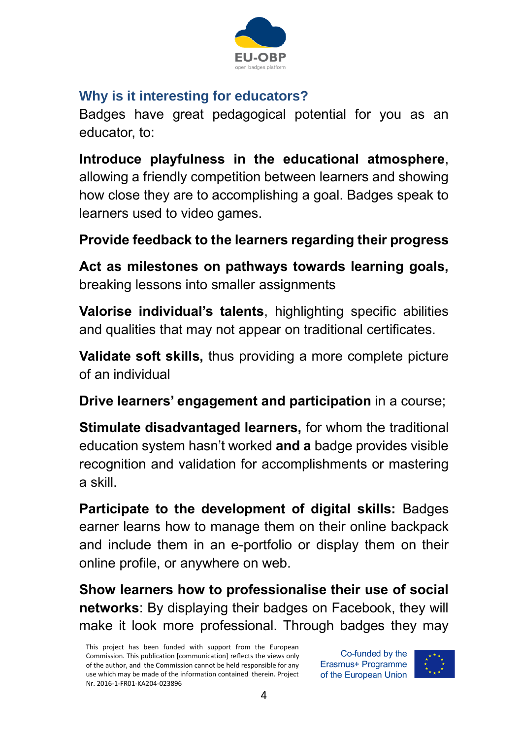## Why is it interesting for educators?

Badges have great pedagogical potential for you as an educator, to:

**Introduce playfulness in the educational atmosphere**, allowing a friendly competition between learners and showing how close they are to accomplishing a goal. Badges speak to learners used to video games.

**Provide feedback to the learners regarding their progress**

**Act as milestones on pathways towards learning goals,** breaking lessons into smaller assignments

**Valorise individual's talents**, highlighting specific abilities and qualities that may not appear on traditional certificates.

**Validate soft skills,** thus providing a more complete picture of an individual

**Drive learners' engagement and participation** in a course;

**Stimulate disadvantaged learners,** for whom the traditional education system hasn't worked **and a** badge provides visible recognition and validation for accomplishments or mastering a skill.

**Participate to the development of digital skills:** Badges earner learns how to manage them on their online backpack and include them in an e-portfolio or display them on their online profile, or anywhere on web.

**Show learners how to professionalise their use of social networks**: By displaying their badges on Facebook, they will make it look more professional. Through badges they may

This project has been funded with support from the European Commission. This publication [communication] reflects the views only of the author, and the Commission cannot be held responsible for any use which may be made of the information contained therein. Project Nr. 2016-1-FR01-KA204-023896

Co-funded by the Erasmus+ Programme of the European Union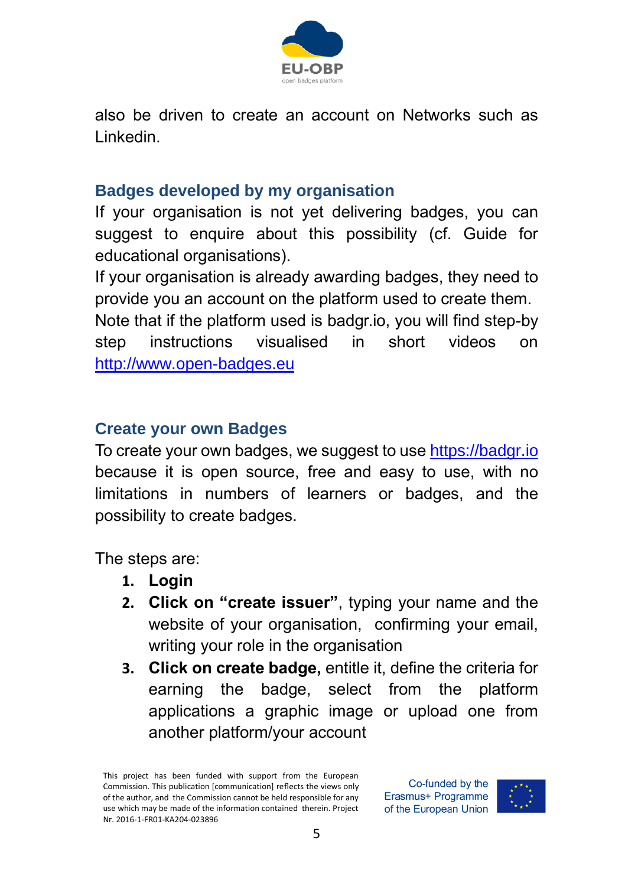also be driven to create an account on Networks such as Linkedin.

## Badges developed by my organisation

If your organisation is not yet delivering badges, you can suggest to enquire about this possibility (cf. Guide for educational organisations).

If your organisation is already awarding badges, they need to provide you an account on the platform used to create them. Note that if the platform used is badgr.io, you will find step-by step instructions visualised in short videos on [http://www.open-badges.eu](http://www.open-badges.eu)

## Create your own Badges

To create your own badges, we suggest to use [https://badgr.io](https://badgr.io) because it is open source, free and easy to use, with no limitations in numbers of learners or badges, and the possibility to create badges.

The steps are:

1. **Login**
2. **Click on "create issuer"**, typing your name and the website of your organisation, confirming your email, writing your role in the organisation
3. **Click on create badge,** entitle it, define the criteria for earning the badge, select from the platform applications a graphic image or upload one from another platform/your account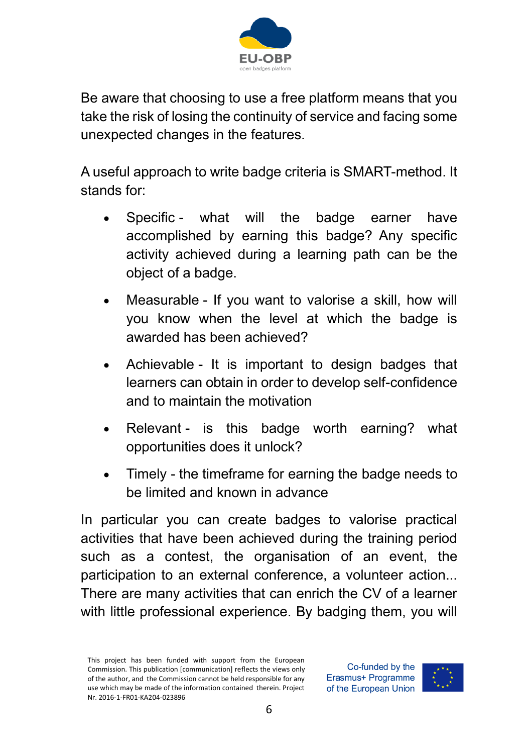Be aware that choosing to use a free platform means that you take the risk of losing the continuity of service and facing some unexpected changes in the features.

A useful approach to write badge criteria is SMART-method. It stands for:

- Specific - what will the badge earner have accomplished by earning this badge? Any specific activity achieved during a learning path can be the object of a badge.
- Measurable - If you want to valorise a skill, how will you know when the level at which the badge is awarded has been achieved?
- Achievable - It is important to design badges that learners can obtain in order to develop self-confidence and to maintain the motivation
- Relevant - is this badge worth earning? what opportunities does it unlock?
- Timely - the timeframe for earning the badge needs to be limited and known in advance

In particular you can create badges to valorise practical activities that have been achieved during the training period such as a contest, the organisation of an event, the participation to an external conference, a volunteer action... There are many activities that can enrich the CV of a learner with little professional experience. By badging them, you will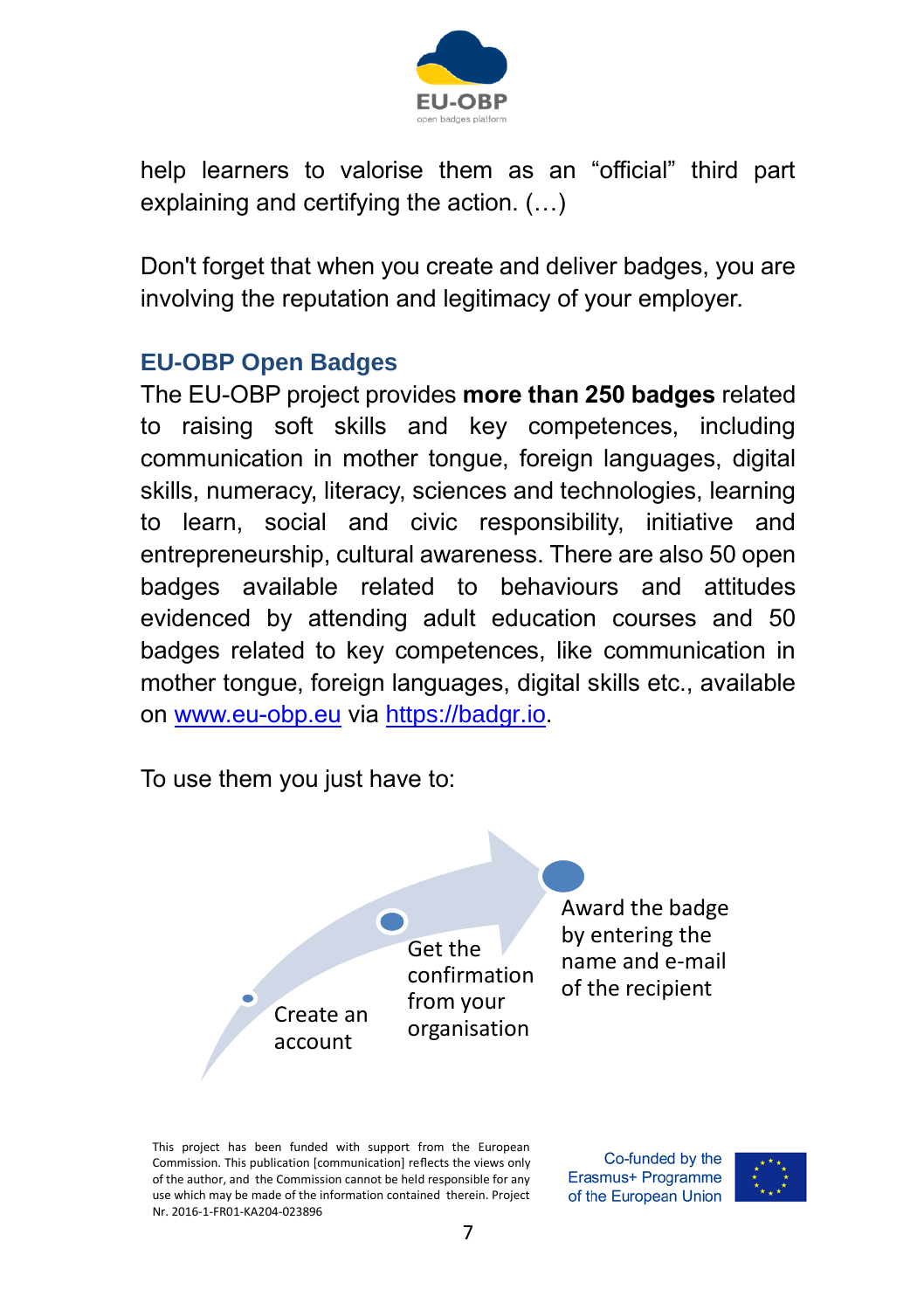help learners to valorise them as an “official” third part explaining and certifying the action. (…)

Don't forget that when you create and deliver badges, you are involving the reputation and legitimacy of your employer.

## EU-OBP Open Badges

The EU-OBP project provides **more than 250 badges** related to raising soft skills and key competences, including communication in mother tongue, foreign languages, digital skills, numeracy, literacy, sciences and technologies, learning to learn, social and civic responsibility, initiative and entrepreneurship, cultural awareness. There are also 50 open badges available related to behaviours and attitudes evidenced by attending adult education courses and 50 badges related to key competences, like communication in mother tongue, foreign languages, digital skills etc., available on [www.eu-obp.eu](http://www.eu-obp.eu) via [https://badgr.io](https://badgr.io).

To use them you just have to:

1. Create an account
2. Get the confirmation from your organisation
3. Award the badge by entering the name and e-mail of the recipient

This project has been funded with support from the European Commission. This publication [communication] reflects the views only of the author, and the Commission cannot be held responsible for any use which may be made of the information contained therein. Project Nr. 2016-1-FR01-KA204-023896

Co-funded by the Erasmus+ Programme of the European Union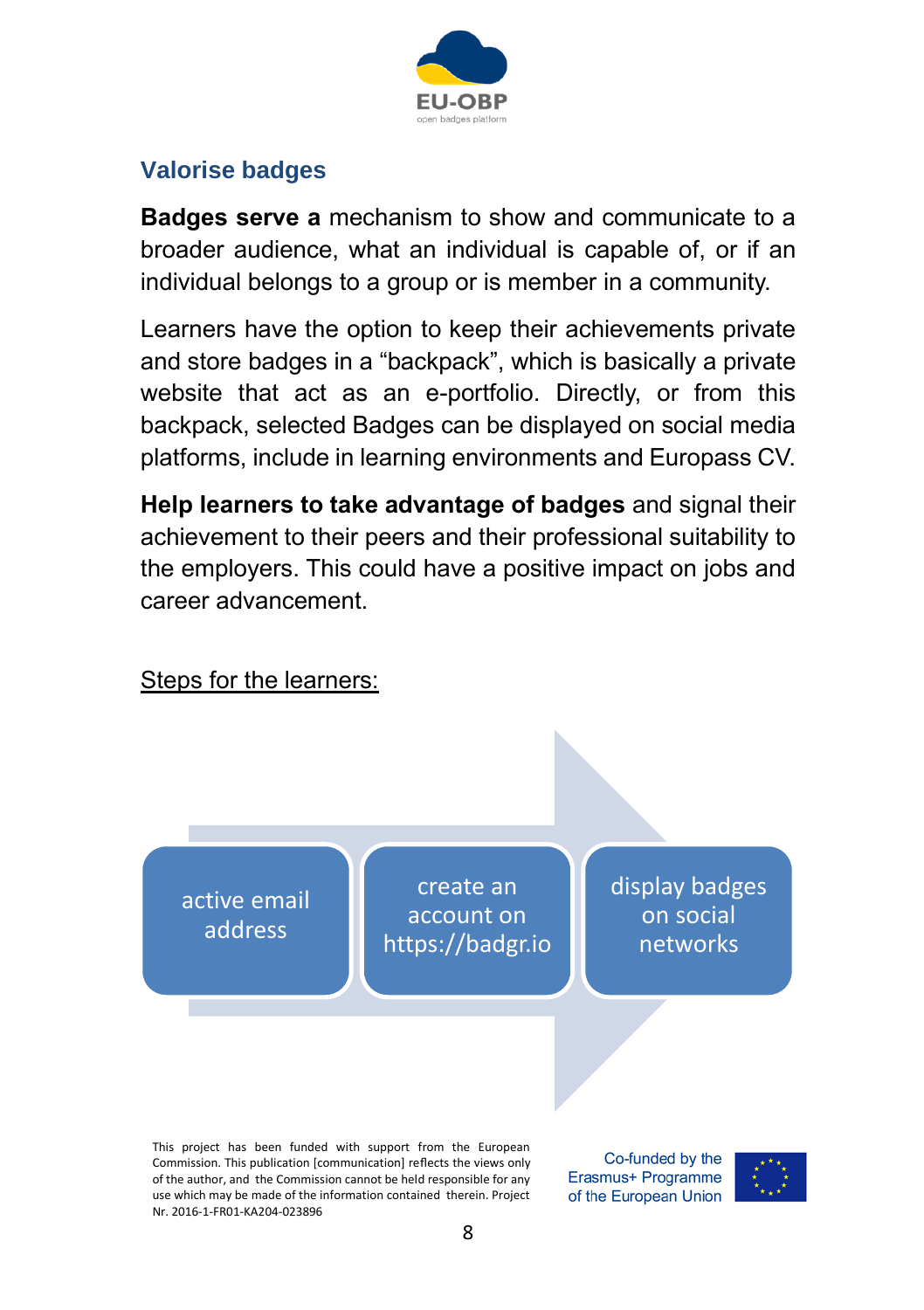## Valorise badges

**Badges serve a** mechanism to show and communicate to a broader audience, what an individual is capable of, or if an individual belongs to a group or is member in a community.

Learners have the option to keep their achievements private and store badges in a “backpack”, which is basically a private website that act as an e-portfolio. Directly, or from this backpack, selected Badges can be displayed on social media platforms, include in learning environments and Europass CV.

**Help learners to take advantage of badges** and signal their achievement to their peers and their professional suitability to the employers. This could have a positive impact on jobs and career advancement.

Steps for the learners:

1. active email address
2. create an account on https://badgr.io
3. display badges on social networks

This project has been funded with support from the European Commission. This publication [communication] reflects the views only of the author, and the Commission cannot be held responsible for any use which may be made of the information contained therein. Project Nr. 2016-1-FR01-KA204-023896

Co-funded by the Erasmus+ Programme of the European Union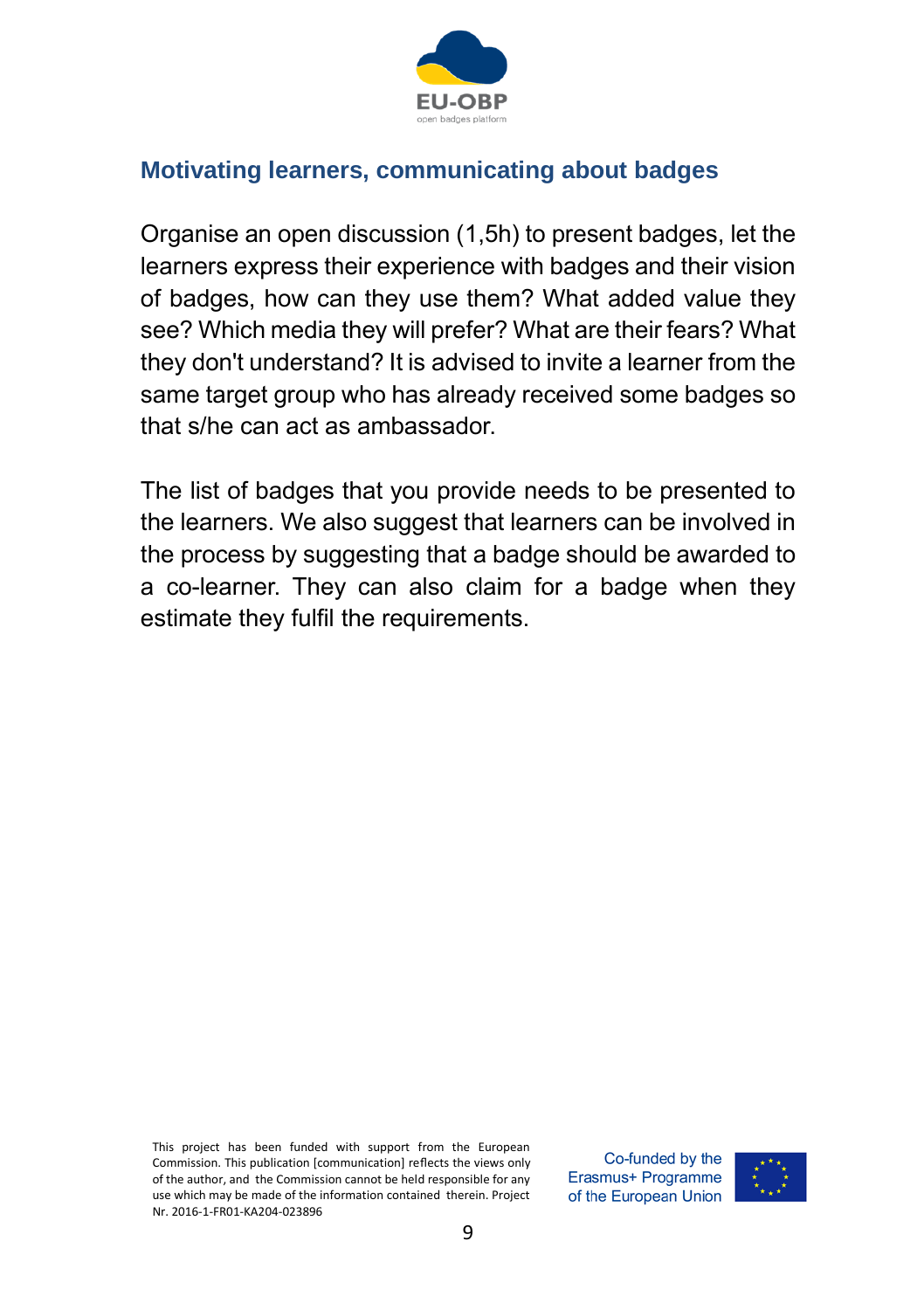## Motivating learners, communicating about badges

Organise an open discussion (1,5h) to present badges, let the learners express their experience with badges and their vision of badges, how can they use them? What added value they see? Which media they will prefer? What are their fears? What they don't understand? It is advised to invite a learner from the same target group who has already received some badges so that s/he can act as ambassador.

The list of badges that you provide needs to be presented to the learners. We also suggest that learners can be involved in the process by suggesting that a badge should be awarded to a co-learner. They can also claim for a badge when they estimate they fulfil the requirements.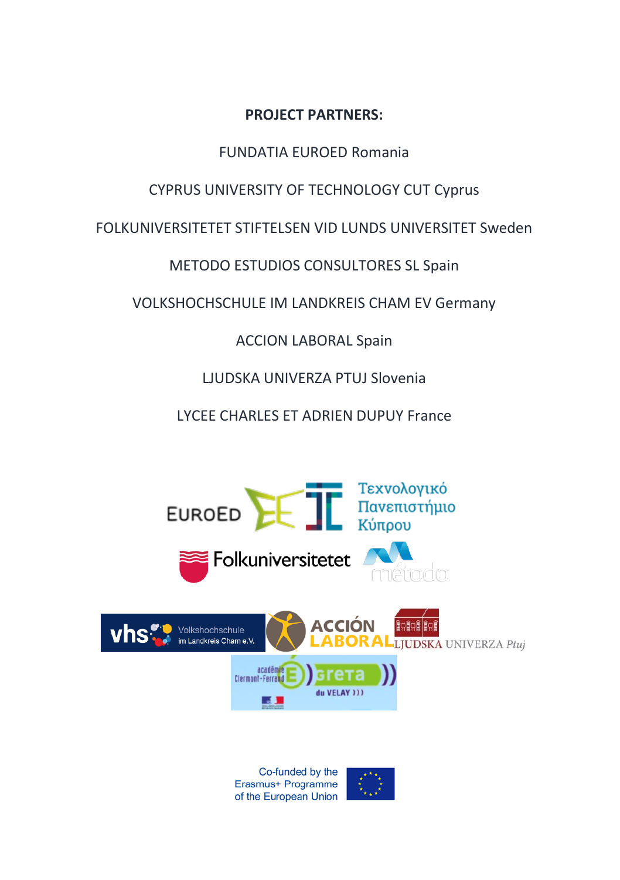**PROJECT PARTNERS:**

FUNDATIA EUROED Romania

CYPRUS UNIVERSITY OF TECHNOLOGY CUT Cyprus

FOLKUNIVERSITETET STIFTELSEN VID LUNDS UNIVERSITET Sweden

METODO ESTUDIOS CONSULTORES SL Spain

VOLKSHOCHSCHULE IM LANDKREIS CHAM EV Germany

ACCION LABORAL Spain

LJUDSKA UNIVERZA PTUJ Slovenia

LYCEE CHARLES ET ADRIEN DUPUY France

Co-funded by the Erasmus+ Programme of the European Union